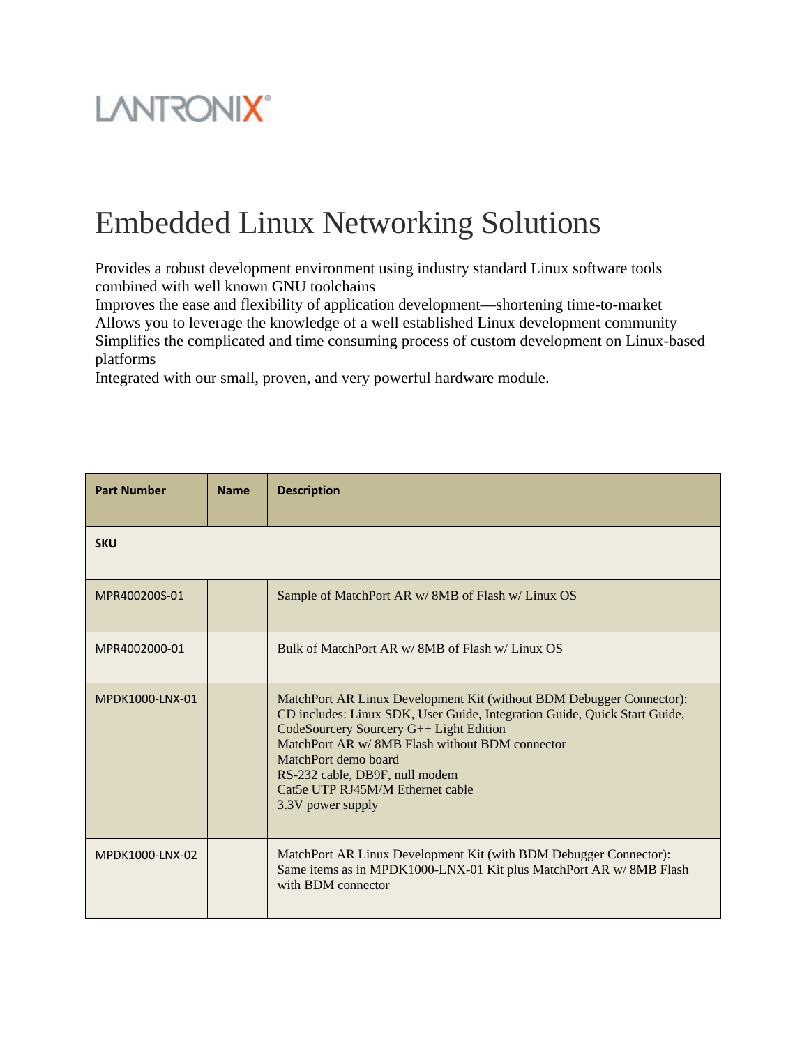LANTRONIX®

# Embedded Linux Networking Solutions

Provides a robust development environment using industry standard Linux software tools combined with well known GNU toolchains
Improves the ease and flexibility of application development—shortening time-to-market
Allows you to leverage the knowledge of a well established Linux development community
Simplifies the complicated and time consuming process of custom development on Linux-based platforms
Integrated with our small, proven, and very powerful hardware module.

| Part Number | Name | Description |
|---|---|---|
| **SKU** | | |
| MPR400200S-01 | | Sample of MatchPort AR w/ 8MB of Flash w/ Linux OS |
| MPR4002000-01 | | Bulk of MatchPort AR w/ 8MB of Flash w/ Linux OS |
| MPDK1000-LNX-01 | | MatchPort AR Linux Development Kit (without BDM Debugger Connector): CD includes: Linux SDK, User Guide, Integration Guide, Quick Start Guide, CodeSourcery Sourcery G++ Light Edition<br>MatchPort AR w/ 8MB Flash without BDM connector<br>MatchPort demo board<br>RS-232 cable, DB9F, null modem<br>Cat5e UTP RJ45M/M Ethernet cable<br>3.3V power supply |
| MPDK1000-LNX-02 | | MatchPort AR Linux Development Kit (with BDM Debugger Connector): Same items as in MPDK1000-LNX-01 Kit plus MatchPort AR w/ 8MB Flash with BDM connector |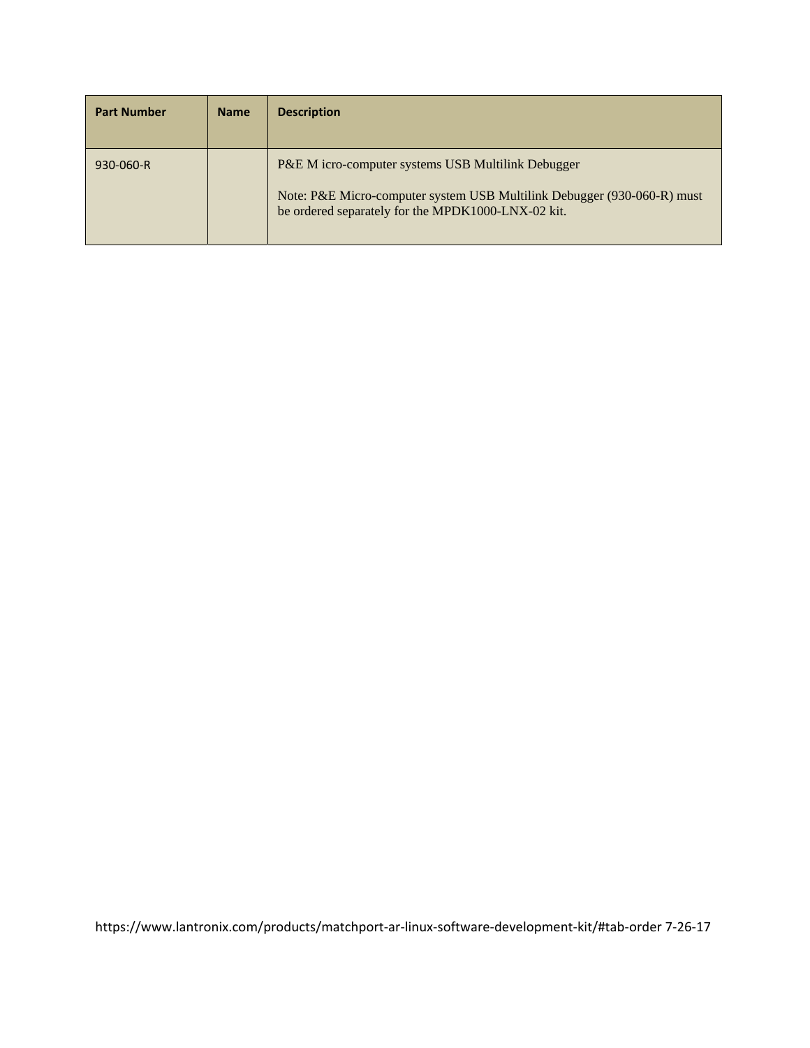| Part Number | Name | Description |
| --- | --- | --- |
| 930-060-R | | P&E M icro-computer systems USB Multilink Debugger<br><br>Note: P&E Micro-computer system USB Multilink Debugger (930-060-R) must be ordered separately for the MPDK1000-LNX-02 kit. |

https://www.lantronix.com/products/matchport-ar-linux-software-development-kit/#tab-order 7-26-17